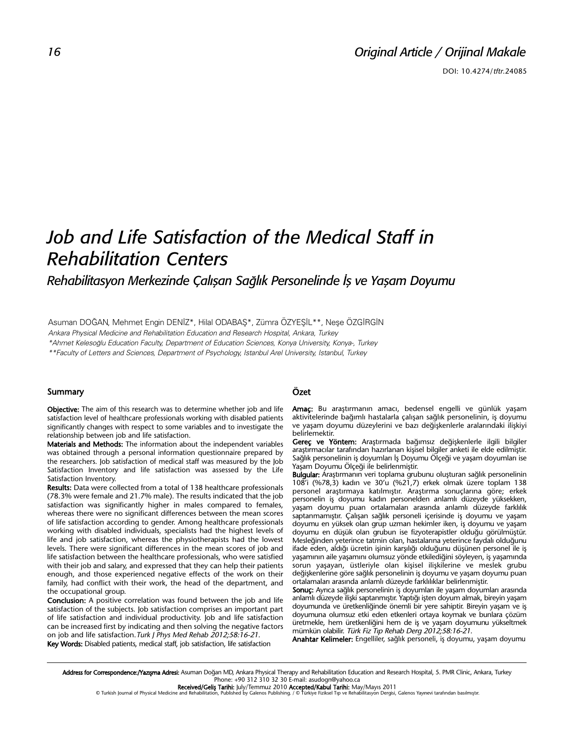Original Article / Orijinal Makale

DOI: 10.4274/tftr.24085

# Job and Life Satisfaction of the Medical Staff in Rehabilitation Centers

## Rehabilitasyon Merkezinde Çalışan Sağlık Personelinde İş ve Yaşam Doyumu

Asuman DOĞAN, Mehmet Engin DENİZ*, Hilal ODABAŞ*, Zümra ÖZYEŞİL**, Neşe ÖZGİRGİN

*Ankara Physical Medicine and Rehabilitation Education and Research Hospital, Ankara, Turkey*

*\*Ahmet Kelesoğlu Education Faculty, Department of Education Sciences, Konya University, Konya-, Turkey*

*\*\*Faculty of Letters and Sciences, Department of Psychology, Istanbul Arel University, Istanbul, Turkey*

### Summary

**Objective:** The aim of this research was to determine whether job and life satisfaction level of healthcare professionals working with disabled patients significantly changes with respect to some variables and to investigate the relationship between job and life satisfaction.

**Materials and Methods:** The information about the independent variables was obtained through a personal information questionnaire prepared by the researchers. Job satisfaction of medical staff was measured by the Job Satisfaction Inventory and life satisfaction was assessed by the Life Satisfaction Inventory.

**Results:** Data were collected from a total of 138 healthcare professionals (78.3% were female and 21.7% male). The results indicated that the job satisfaction was significantly higher in males compared to females, whereas there were no significant differences between the mean scores of life satisfaction according to gender. Among healthcare professionals working with disabled individuals, specialists had the highest levels of life and job satisfaction, whereas the physiotherapists had the lowest levels. There were significant differences in the mean scores of job and life satisfaction between the healthcare professionals, who were satisfied with their job and salary, and expressed that they can help their patients enough, and those experienced negative effects of the work on their family, had conflict with their work, the head of the department, and the occupational group.

**Conclusion:** A positive correlation was found between the job and life satisfaction of the subjects. Job satisfaction comprises an important part of life satisfaction and individual productivity. Job and life satisfaction can be increased first by indicating and then solving the negative factors on job and life satisfaction. *Turk J Phys Med Rehab 2012;58:16-21.*

**Key Words:** Disabled patients, medical staff, job satisfaction, life satisfaction

### Özet

**Amaç:** Bu araştırmanın amacı, bedensel engelli ve günlük yaşam aktivitelerinde bağımlı hastalarla çalışan sağlık personelinin, iş doyumu ve yaşam doyumu düzeylerini ve bazı değişkenlerle aralarındaki ilişkiyi belirlemektir.

**Gereç ve Yöntem:** Araştırmada bağımsız değişkenlerle ilgili bilgiler araştırmacılar tarafından hazırlanan kişisel bilgiler anketi ile elde edilmiştir. Sağlık personelinin iş doyumları İş Doyumu Ölçeği ve yaşam doyumları ise Yaşam Doyumu Ölçeği ile belirlenmiştir.

**Bulgular:** Araştırmanın veri toplama grubunu oluşturan sağlık personelinin 108'i (%78,3) kadın ve 30'u (%21,7) erkek olmak üzere toplam 138 personel araştırmaya katılmıştır. Araştırma sonuçlarına göre; erkek personelin iş doyumu kadın personelden anlamlı düzeyde yüksekken, yaşam doyumu puan ortalamaları arasında anlamlı düzeyde farklılık saptanmamıştır. Çalışan sağlık personeli içerisinde iş doyumu ve yaşam doyumu en yüksek olan grup uzman hekimler iken, iş doyumu ve yaşam doyumu en düşük olan grubun ise fizyoterapistler olduğu görülmüştür. Mesleğinden yeterince tatmin olan, hastalarına yeterince faydalı olduğunu ifade eden, aldığı ücretin işinin karşılığı olduğunu düşünen personel ile iş yaşamının aile yaşamını olumsuz yönde etkilediğini söyleyen, iş yaşamında sorun yaşayan, üstleriyle olan kişisel ilişkilerine ve meslek grubu değişkenlerine göre sağlık personelinin iş doyumu ve yaşam doyumu puan ortalamaları arasında anlamlı düzeyde farklılıklar belirlenmiştir.

**Sonuç:** Ayrıca sağlık personelinin iş doyumları ile yaşam doyumları arasında anlamlı düzeyde ilişki saptanmıştır. Yaptığı işten doyum almak, bireyin yaşam doyumunda ve üretkenliğinde önemli bir yere sahiptir. Bireyin yaşam ve iş doyumuna olumsuz etki eden etkenleri ortaya koymak ve bunlara çözüm üretmekle, hem üretkenliğini hem de iş ve yaşam doyumunu yükseltmek mümkün olabilir. *Türk Fiz Tıp Rehab Derg 2012;58:16-21.*

**Anahtar Kelimeler:** Engelliler, sağlık personeli, iş doyumu, yaşam doyumu

---

**Address for Correspondence:/Yazışma Adresi:** Asuman Doğan MD, Ankara Physical Therapy and Rehabilitation Education and Research Hospital, 5. PMR Clinic, Ankara, Turkey Phone: +90 312 310 32 30 E-mail: asudogn@yahoo.ca

**Received/Geliş Tarihi:** July/Temmuz 2010 **Accepted/Kabul Tarihi:** May/Mayıs 2011

© Turkish Journal of Physical Medicine and Rehabilitation, Published by Galenos Publishing. / © Türkiye Fiziksel Tıp ve Rehabilitasyon Dergisi, Galenos Yayınevi tarafından basılmıştır.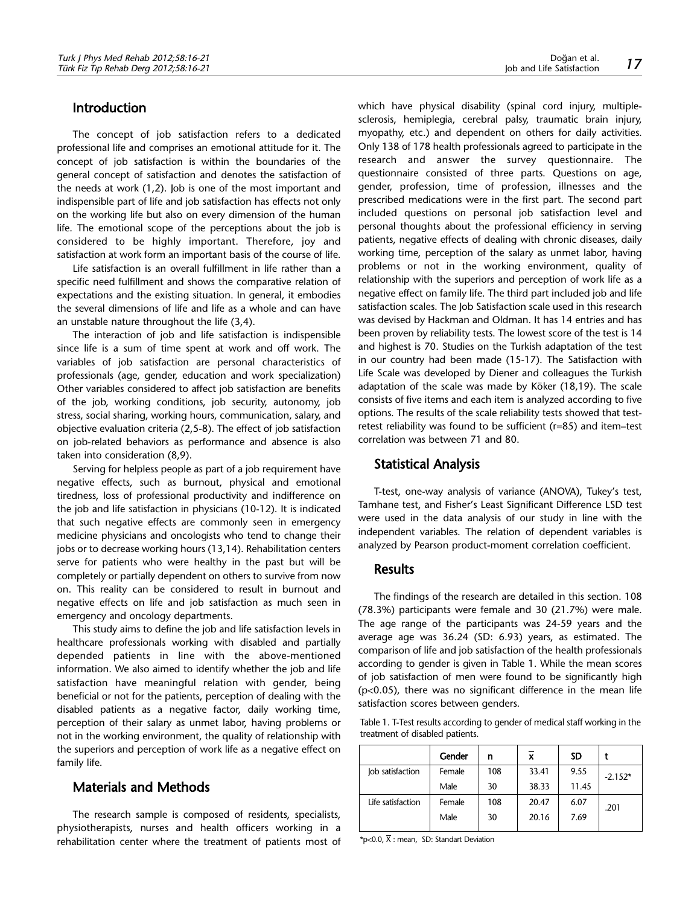## Introduction

The concept of job satisfaction refers to a dedicated professional life and comprises an emotional attitude for it. The concept of job satisfaction is within the boundaries of the general concept of satisfaction and denotes the satisfaction of the needs at work (1,2). Job is one of the most important and indispensible part of life and job satisfaction has effects not only on the working life but also on every dimension of the human life. The emotional scope of the perceptions about the job is considered to be highly important. Therefore, joy and satisfaction at work form an important basis of the course of life.

Life satisfaction is an overall fulfillment in life rather than a specific need fulfillment and shows the comparative relation of expectations and the existing situation. In general, it embodies the several dimensions of life and life as a whole and can have an unstable nature throughout the life (3,4).

The interaction of job and life satisfaction is indispensible since life is a sum of time spent at work and off work. The variables of job satisfaction are personal characteristics of professionals (age, gender, education and work specialization) Other variables considered to affect job satisfaction are benefits of the job, working conditions, job security, autonomy, job stress, social sharing, working hours, communication, salary, and objective evaluation criteria (2,5-8). The effect of job satisfaction on job-related behaviors as performance and absence is also taken into consideration (8,9).

Serving for helpless people as part of a job requirement have negative effects, such as burnout, physical and emotional tiredness, loss of professional productivity and indifference on the job and life satisfaction in physicians (10-12). It is indicated that such negative effects are commonly seen in emergency medicine physicians and oncologists who tend to change their jobs or to decrease working hours (13,14). Rehabilitation centers serve for patients who were healthy in the past but will be completely or partially dependent on others to survive from now on. This reality can be considered to result in burnout and negative effects on life and job satisfaction as much seen in emergency and oncology departments.

This study aims to define the job and life satisfaction levels in healthcare professionals working with disabled and partially depended patients in line with the above-mentioned information. We also aimed to identify whether the job and life satisfaction have meaningful relation with gender, being beneficial or not for the patients, perception of dealing with the disabled patients as a negative factor, daily working time, perception of their salary as unmet labor, having problems or not in the working environment, the quality of relationship with the superiors and perception of work life as a negative effect on family life.

## Materials and Methods

The research sample is composed of residents, specialists, physiotherapists, nurses and health officers working in a rehabilitation center where the treatment of patients most of which have physical disability (spinal cord injury, multiple-sclerosis, hemiplegia, cerebral palsy, traumatic brain injury, myopathy, etc.) and dependent on others for daily activities. Only 138 of 178 health professionals agreed to participate in the research and answer the survey questionnaire. The questionnaire consisted of three parts. Questions on age, gender, profession, time of profession, illnesses and the prescribed medications were in the first part. The second part included questions on personal job satisfaction level and personal thoughts about the professional efficiency in serving patients, negative effects of dealing with chronic diseases, daily working time, perception of the salary as unmet labor, having problems or not in the working environment, quality of relationship with the superiors and perception of work life as a negative effect on family life. The third part included job and life satisfaction scales. The Job Satisfaction scale used in this research was devised by Hackman and Oldman. It has 14 entries and has been proven by reliability tests. The lowest score of the test is 14 and highest is 70. Studies on the Turkish adaptation of the test in our country had been made (15-17). The Satisfaction with Life Scale was developed by Diener and colleagues the Turkish adaptation of the scale was made by Köker (18,19). The scale consists of five items and each item is analyzed according to five options. The results of the scale reliability tests showed that test-retest reliability was found to be sufficient (r=85) and item–test correlation was between 71 and 80.

## Statistical Analysis

T-test, one-way analysis of variance (ANOVA), Tukey's test, Tamhane test, and Fisher's Least Significant Difference LSD test were used in the data analysis of our study in line with the independent variables. The relation of dependent variables is analyzed by Pearson product-moment correlation coefficient.

## Results

The findings of the research are detailed in this section. 108 (78.3%) participants were female and 30 (21.7%) were male. The age range of the participants was 24-59 years and the average age was 36.24 (SD: 6.93) years, as estimated. The comparison of life and job satisfaction of the health professionals according to gender is given in Table 1. While the mean scores of job satisfaction of men were found to be significantly high ($p<0.05$), there was no significant difference in the mean life satisfaction scores between genders.

Table 1. T-Test results according to gender of medical staff working in the treatment of disabled patients.

| | Gender | n | $\bar{x}$ | SD | t |
|---|---|---|---|---|---|
| Job satisfaction | Female | 108 | 33.41 | 9.55 | -2.152* |
| | Male | 30 | 38.33 | 11.45 | |
| Life satisfaction | Female | 108 | 20.47 | 6.07 | .201 |
| | Male | 30 | 20.16 | 7.69 | |

*p<0.0, $\bar{X}$ : mean, SD: Standart Deviation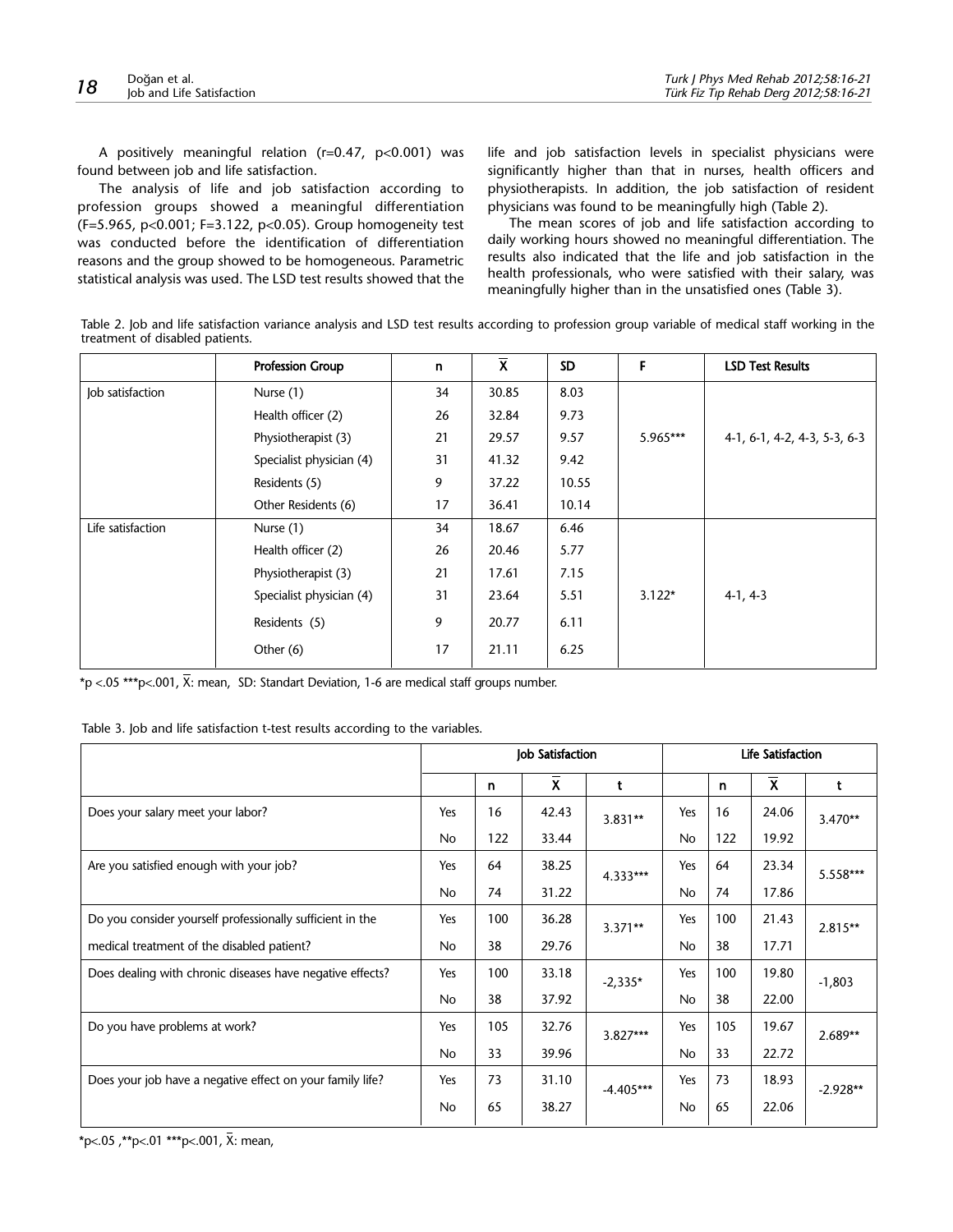A positively meaningful relation (r=0.47, p<0.001) was found between job and life satisfaction.

The analysis of life and job satisfaction according to profession groups showed a meaningful differentiation (F=5.965, p<0.001; F=3.122, p<0.05). Group homogeneity test was conducted before the identification of differentiation reasons and the group showed to be homogeneous. Parametric statistical analysis was used. The LSD test results showed that the life and job satisfaction levels in specialist physicians were significantly higher than that in nurses, health officers and physiotherapists. In addition, the job satisfaction of resident physicians was found to be meaningfully high (Table 2).

The mean scores of job and life satisfaction according to daily working hours showed no meaningful differentiation. The results also indicated that the life and job satisfaction in the health professionals, who were satisfied with their salary, was meaningfully higher than in the unsatisfied ones (Table 3).

Table 2. Job and life satisfaction variance analysis and LSD test results according to profession group variable of medical staff working in the treatment of disabled patients.

| | Profession Group | n | $\overline{X}$ | SD | F | LSD Test Results |
|---|---|---|---|---|---|---|
| Job satisfaction | Nurse (1) | 34 | 30.85 | 8.03 | 5.965*** | 4-1, 6-1, 4-2, 4-3, 5-3, 6-3 |
| | Health officer (2) | 26 | 32.84 | 9.73 | | |
| | Physiotherapist (3) | 21 | 29.57 | 9.57 | | |
| | Specialist physician (4) | 31 | 41.32 | 9.42 | | |
| | Residents (5) | 9 | 37.22 | 10.55 | | |
| | Other Residents (6) | 17 | 36.41 | 10.14 | | |
| Life satisfaction | Nurse (1) | 34 | 18.67 | 6.46 | 3.122* | 4-1, 4-3 |
| | Health officer (2) | 26 | 20.46 | 5.77 | | |
| | Physiotherapist (3) | 21 | 17.61 | 7.15 | | |
| | Specialist physician (4) | 31 | 23.64 | 5.51 | | |
| | Residents (5) | 9 | 20.77 | 6.11 | | |
| | Other (6) | 17 | 21.11 | 6.25 | | |

*p <.05 ***p<.001, $\overline{X}$: mean, SD: Standart Deviation, 1-6 are medical staff groups number.

Table 3. Job and life satisfaction t-test results according to the variables.

| | Job Satisfaction | | | | Life Satisfaction | | | |
|---|---|---|---|---|---|---|---|---|
| | | n | $\overline{X}$ | t | | n | $\overline{X}$ | t |
| Does your salary meet your labor? | Yes | 16 | 42.43 | 3.831** | Yes | 16 | 24.06 | 3.470** |
| | No | 122 | 33.44 | | No | 122 | 19.92 | |
| Are you satisfied enough with your job? | Yes | 64 | 38.25 | 4.333*** | Yes | 64 | 23.34 | 5.558*** |
| | No | 74 | 31.22 | | No | 74 | 17.86 | |
| Do you consider yourself professionally sufficient in the medical treatment of the disabled patient? | Yes | 100 | 36.28 | 3.371** | Yes | 100 | 21.43 | 2.815** |
| | No | 38 | 29.76 | | No | 38 | 17.71 | |
| Does dealing with chronic diseases have negative effects? | Yes | 100 | 33.18 | -2,335* | Yes | 100 | 19.80 | -1,803 |
| | No | 38 | 37.92 | | No | 38 | 22.00 | |
| Do you have problems at work? | Yes | 105 | 32.76 | 3.827*** | Yes | 105 | 19.67 | 2.689** |
| | No | 33 | 39.96 | | No | 33 | 22.72 | |
| Does your job have a negative effect on your family life? | Yes | 73 | 31.10 | -4.405*** | Yes | 73 | 18.93 | -2.928** |
| | No | 65 | 38.27 | | No | 65 | 22.06 | |

*p<.05 ,**p<.01 ***p<.001, $\overline{X}$: mean,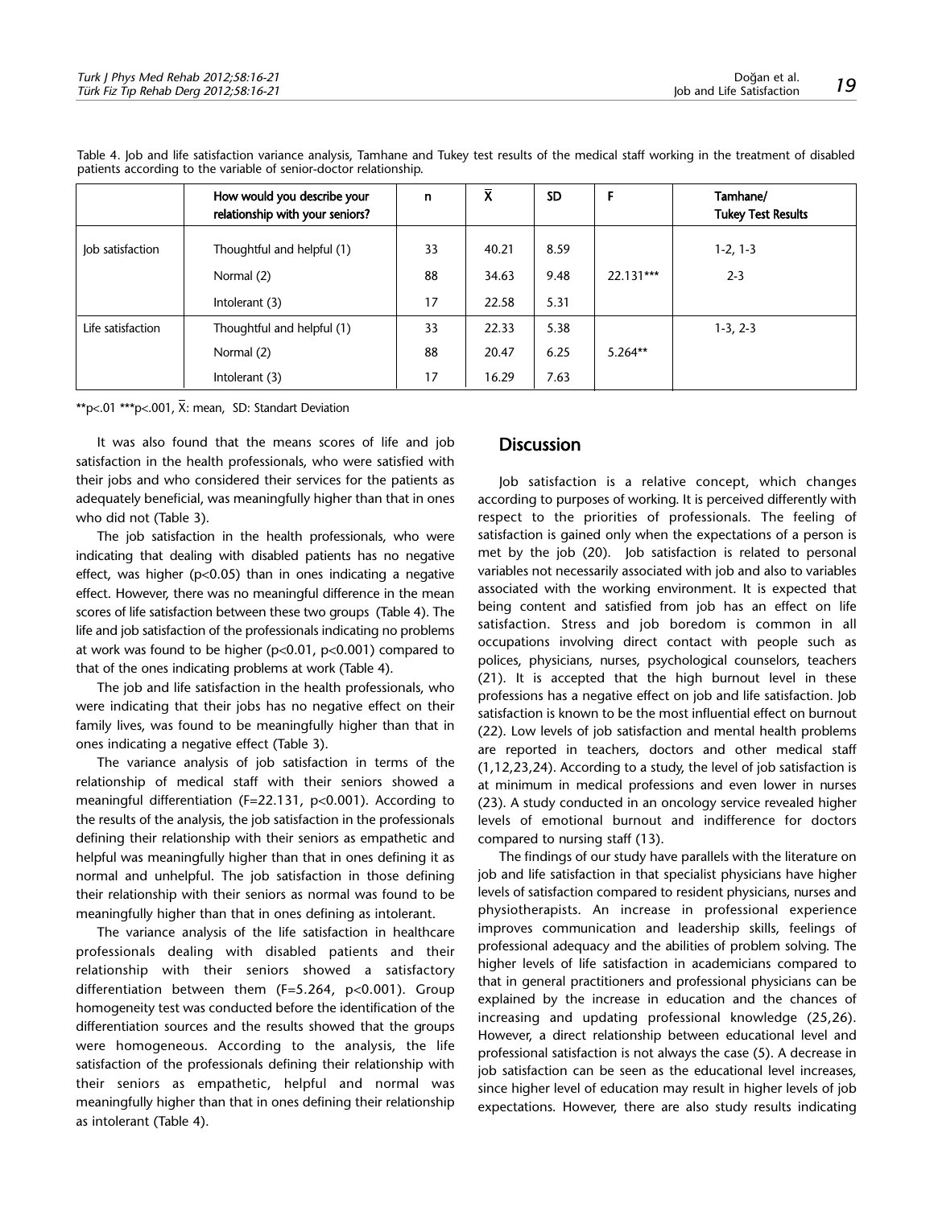Table 4. Job and life satisfaction variance analysis, Tamhane and Tukey test results of the medical staff working in the treatment of disabled patients according to the variable of senior-doctor relationship.

| | How would you describe your relationship with your seniors? | n | $\bar{X}$ | SD | F | Tamhane/ Tukey Test Results |
|---|---|---|---|---|---|---|
| Job satisfaction | Thoughtful and helpful (1) | 33 | 40.21 | 8.59 | | 1-2, 1-3 |
| | Normal (2) | 88 | 34.63 | 9.48 | 22.131*** | 2-3 |
| | Intolerant (3) | 17 | 22.58 | 5.31 | | |
| Life satisfaction | Thoughtful and helpful (1) | 33 | 22.33 | 5.38 | | 1-3, 2-3 |
| | Normal (2) | 88 | 20.47 | 6.25 | 5.264** | |
| | Intolerant (3) | 17 | 16.29 | 7.63 | | |

**p<.01 ***p<.001, $\bar{X}$: mean, SD: Standart Deviation

It was also found that the means scores of life and job satisfaction in the health professionals, who were satisfied with their jobs and who considered their services for the patients as adequately beneficial, was meaningfully higher than that in ones who did not (Table 3).

The job satisfaction in the health professionals, who were indicating that dealing with disabled patients has no negative effect, was higher ($p<0.05$) than in ones indicating a negative effect. However, there was no meaningful difference in the mean scores of life satisfaction between these two groups (Table 4). The life and job satisfaction of the professionals indicating no problems at work was found to be higher ($p<0.01$, $p<0.001$) compared to that of the ones indicating problems at work (Table 4).

The job and life satisfaction in the health professionals, who were indicating that their jobs has no negative effect on their family lives, was found to be meaningfully higher than that in ones indicating a negative effect (Table 3).

The variance analysis of job satisfaction in terms of the relationship of medical staff with their seniors showed a meaningful differentiation ($F=22.131$, $p<0.001$). According to the results of the analysis, the job satisfaction in the professionals defining their relationship with their seniors as empathetic and helpful was meaningfully higher than that in ones defining it as normal and unhelpful. The job satisfaction in those defining their relationship with their seniors as normal was found to be meaningfully higher than that in ones defining as intolerant.

The variance analysis of the life satisfaction in healthcare professionals dealing with disabled patients and their relationship with their seniors showed a satisfactory differentiation between them ($F=5.264$, $p<0.001$). Group homogeneity test was conducted before the identification of the differentiation sources and the results showed that the groups were homogeneous. According to the analysis, the life satisfaction of the professionals defining their relationship with their seniors as empathetic, helpful and normal was meaningfully higher than that in ones defining their relationship as intolerant (Table 4).

## Discussion

Job satisfaction is a relative concept, which changes according to purposes of working. It is perceived differently with respect to the priorities of professionals. The feeling of satisfaction is gained only when the expectations of a person is met by the job (20). Job satisfaction is related to personal variables not necessarily associated with job and also to variables associated with the working environment. It is expected that being content and satisfied from job has an effect on life satisfaction. Stress and job boredom is common in all occupations involving direct contact with people such as polices, physicians, nurses, psychological counselors, teachers (21). It is accepted that the high burnout level in these professions has a negative effect on job and life satisfaction. Job satisfaction is known to be the most influential effect on burnout (22). Low levels of job satisfaction and mental health problems are reported in teachers, doctors and other medical staff (1,12,23,24). According to a study, the level of job satisfaction is at minimum in medical professions and even lower in nurses (23). A study conducted in an oncology service revealed higher levels of emotional burnout and indifference for doctors compared to nursing staff (13).

The findings of our study have parallels with the literature on job and life satisfaction in that specialist physicians have higher levels of satisfaction compared to resident physicians, nurses and physiotherapists. An increase in professional experience improves communication and leadership skills, feelings of professional adequacy and the abilities of problem solving. The higher levels of life satisfaction in academicians compared to that in general practitioners and professional physicians can be explained by the increase in education and the chances of increasing and updating professional knowledge (25,26). However, a direct relationship between educational level and professional satisfaction is not always the case (5). A decrease in job satisfaction can be seen as the educational level increases, since higher level of education may result in higher levels of job expectations. However, there are also study results indicating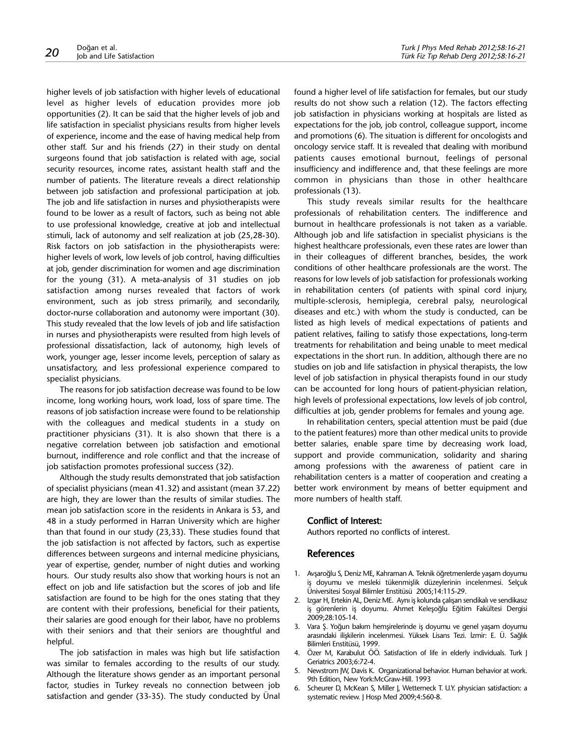higher levels of job satisfaction with higher levels of educational level as higher levels of education provides more job opportunities (2). It can be said that the higher levels of job and life satisfaction in specialist physicians results from higher levels of experience, income and the ease of having medical help from other staff. Sur and his friends (27) in their study on dental surgeons found that job satisfaction is related with age, social security resources, income rates, assistant health staff and the number of patients. The literature reveals a direct relationship between job satisfaction and professional participation at job. The job and life satisfaction in nurses and physiotherapists were found to be lower as a result of factors, such as being not able to use professional knowledge, creative at job and intellectual stimuli, lack of autonomy and self realization at job (25,28-30). Risk factors on job satisfaction in the physiotherapists were: higher levels of work, low levels of job control, having difficulties at job, gender discrimination for women and age discrimination for the young (31). A meta-analysis of 31 studies on job satisfaction among nurses revealed that factors of work environment, such as job stress primarily, and secondarily, doctor-nurse collaboration and autonomy were important (30). This study revealed that the low levels of job and life satisfaction in nurses and physiotherapists were resulted from high levels of professional dissatisfaction, lack of autonomy, high levels of work, younger age, lesser income levels, perception of salary as unsatisfactory, and less professional experience compared to specialist physicians.

The reasons for job satisfaction decrease was found to be low income, long working hours, work load, loss of spare time. The reasons of job satisfaction increase were found to be relationship with the colleagues and medical students in a study on practitioner physicians (31). It is also shown that there is a negative correlation between job satisfaction and emotional burnout, indifference and role conflict and that the increase of job satisfaction promotes professional success (32).

Although the study results demonstrated that job satisfaction of specialist physicians (mean 41.32) and assistant (mean 37.22) are high, they are lower than the results of similar studies. The mean job satisfaction score in the residents in Ankara is 53, and 48 in a study performed in Harran University which are higher than that found in our study (23,33). These studies found that the job satisfaction is not affected by factors, such as expertise differences between surgeons and internal medicine physicians, year of expertise, gender, number of night duties and working hours. Our study results also show that working hours is not an effect on job and life satisfaction but the scores of job and life satisfaction are found to be high for the ones stating that they are content with their professions, beneficial for their patients, their salaries are good enough for their labor, have no problems with their seniors and that their seniors are thoughtful and helpful.

The job satisfaction in males was high but life satisfaction was similar to females according to the results of our study. Although the literature shows gender as an important personal factor, studies in Turkey reveals no connection between job satisfaction and gender (33-35). The study conducted by Ünal found a higher level of life satisfaction for females, but our study results do not show such a relation (12). The factors effecting job satisfaction in physicians working at hospitals are listed as expectations for the job, job control, colleague support, income and promotions (6). The situation is different for oncologists and oncology service staff. It is revealed that dealing with moribund patients causes emotional burnout, feelings of personal insufficiency and indifference and, that these feelings are more common in physicians than those in other healthcare professionals (13).

This study reveals similar results for the healthcare professionals of rehabilitation centers. The indifference and burnout in healthcare professionals is not taken as a variable. Although job and life satisfaction in specialist physicians is the highest healthcare professionals, even these rates are lower than in their colleagues of different branches, besides, the work conditions of other healthcare professionals are the worst. The reasons for low levels of job satisfaction for professionals working in rehabilitation centers (of patients with spinal cord injury, multiple-sclerosis, hemiplegia, cerebral palsy, neurological diseases and etc.) with whom the study is conducted, can be listed as high levels of medical expectations of patients and patient relatives, failing to satisfy those expectations, long-term treatments for rehabilitation and being unable to meet medical expectations in the short run. In addition, although there are no studies on job and life satisfaction in physical therapists, the low level of job satisfaction in physical therapists found in our study can be accounted for long hours of patient-physician relation, high levels of professional expectations, low levels of job control, difficulties at job, gender problems for females and young age.

In rehabilitation centers, special attention must be paid (due to the patient features) more than other medical units to provide better salaries, enable spare time by decreasing work load, support and provide communication, solidarity and sharing among professions with the awareness of patient care in rehabilitation centers is a matter of cooperation and creating a better work environment by means of better equipment and more numbers of health staff.

### Conflict of Interest:

Authors reported no conflicts of interest.

## References

1. Avşaroğlu S, Deniz ME, Kahraman A. Teknik öğretmenlerde yaşam doyumu iş doyumu ve mesleki tükenmişlik düzeylerinin incelenmesi. Selçuk Üniversitesi Sosyal Bilimler Enstitüsü 2005;14:115-29.
2. Izgar H, Ertekin AL, Deniz ME. Aynı iş kolunda çalışan sendikalı ve sendikasız iş görenlerin iş doyumu. Ahmet Keleşoğlu Eğitim Fakültesi Dergisi 2009;28:105-14.
3. Vara Ş. Yoğun bakım hemşirelerinde iş doyumu ve genel yaşam doyumu arasındaki ilişkilerin incelenmesi. Yüksek Lisans Tezi. İzmir: E. Ü. Sağlık Bilimleri Enstitüsü, 1999.
4. Özer M, Karabulut ÖÖ. Satisfaction of life in elderly individuals. Turk J Geriatrics 2003;6:72-4.
5. Newstrom JW, Davis K. Organizational behavior. Human behavior at work. 9th Edition, New York:McGraw-Hill. 1993
6. Scheurer D, McKean S, Miller J, Wetterneck T. U.Y. physician satisfaction: a systematic review. J Hosp Med 2009;4:560-8.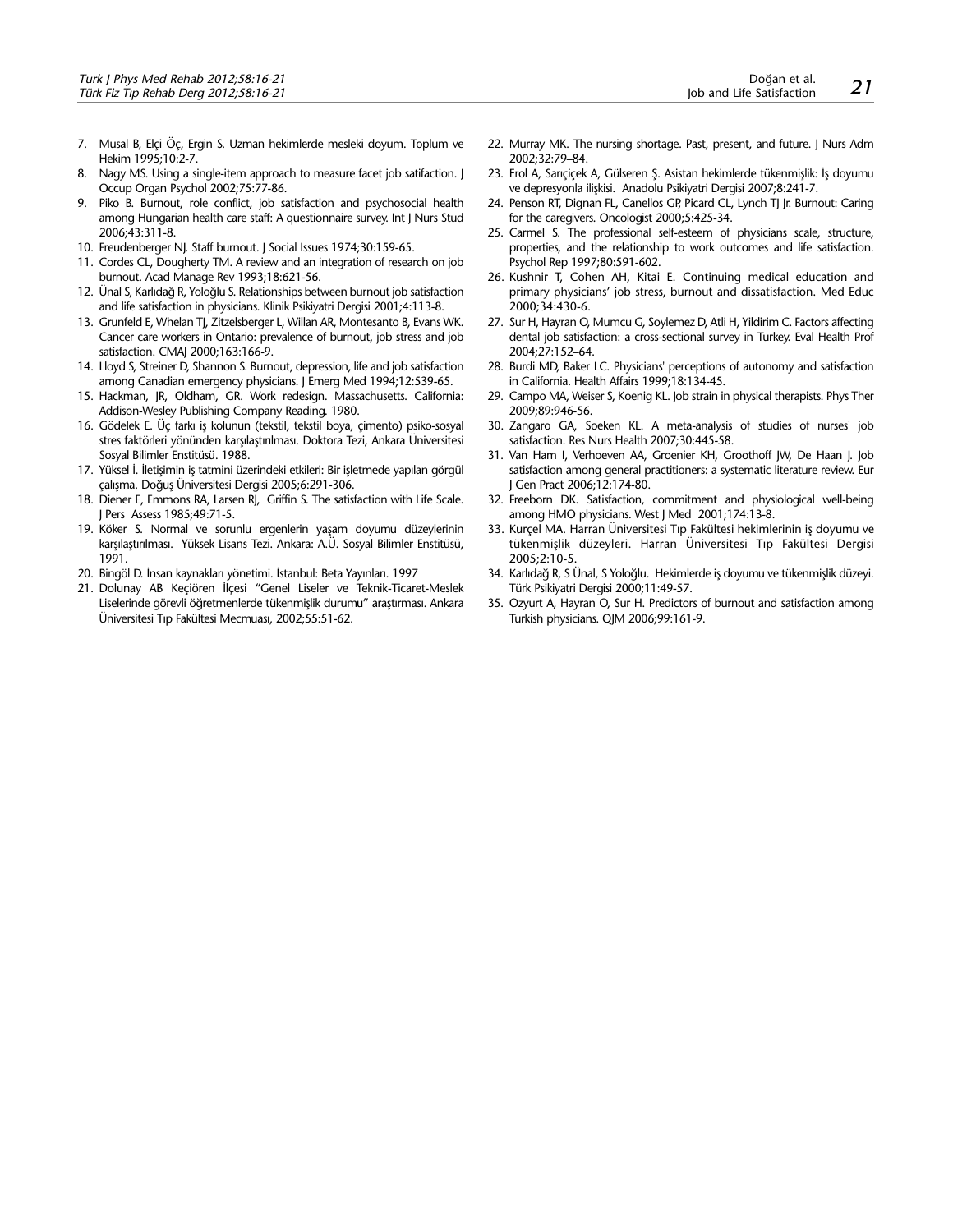7. Musal B, Elçi Öç, Ergin S. Uzman hekimlerde mesleki doyum. Toplum ve Hekim 1995;10:2-7.
8. Nagy MS. Using a single-item approach to measure facet job satifaction. J Occup Organ Psychol 2002;75:77-86.
9. Piko B. Burnout, role conflict, job satisfaction and psychosocial health among Hungarian health care staff: A questionnaire survey. Int J Nurs Stud 2006;43:311-8.
10. Freudenberger NJ. Staff burnout. J Social Issues 1974;30:159-65.
11. Cordes CL, Dougherty TM. A review and an integration of research on job burnout. Acad Manage Rev 1993;18:621-56.
12. Ünal S, Karlıdağ R, Yoloğlu S. Relationships between burnout job satisfaction and life satisfaction in physicians. Klinik Psikiyatri Dergisi 2001;4:113-8.
13. Grunfeld E, Whelan TJ, Zitzelsberger L, Willan AR, Montesanto B, Evans WK. Cancer care workers in Ontario: prevalence of burnout, job stress and job satisfaction. CMAJ 2000;163:166-9.
14. Lloyd S, Streiner D, Shannon S. Burnout, depression, life and job satisfaction among Canadian emergency physicians. J Emerg Med 1994;12:539-65.
15. Hackman, JR, Oldham, GR. Work redesign. Massachusetts. California: Addison-Wesley Publishing Company Reading. 1980.
16. Gödelek E. Üç farkı iş kolunun (tekstil, tekstil boya, çimento) psiko-sosyal stres faktörleri yönünden karşılaştırılması. Doktora Tezi, Ankara Üniversitesi Sosyal Bilimler Enstitüsü. 1988.
17. Yüksel İ. İletişimin iş tatmini üzerindeki etkileri: Bir işletmede yapılan görgül çalışma. Doğuş Üniversitesi Dergisi 2005;6:291-306.
18. Diener E, Emmons RA, Larsen RJ, Griffin S. The satisfaction with Life Scale. J Pers Assess 1985;49:71-5.
19. Köker S. Normal ve sorunlu ergenlerin yaşam doyumu düzeylerinin karşılaştırılması. Yüksek Lisans Tezi. Ankara: A.Ü. Sosyal Bilimler Enstitüsü, 1991.
20. Bingöl D. İnsan kaynakları yönetimi. İstanbul: Beta Yayınları. 1997
21. Dolunay AB Keçiören İlçesi "Genel Liseler ve Teknik-Ticaret-Meslek Liselerinde görevli öğretmenlerde tükenmişlik durumu" araştırması. Ankara Üniversitesi Tıp Fakültesi Mecmuası, 2002;55:51-62.
22. Murray MK. The nursing shortage. Past, present, and future. J Nurs Adm 2002;32:79–84.
23. Erol A, Sarıçiçek A, Gülseren Ş. Asistan hekimlerde tükenmişlik: İş doyumu ve depresyonla ilişkisi. Anadolu Psikiyatri Dergisi 2007;8:241-7.
24. Penson RT, Dignan FL, Canellos GP, Picard CL, Lynch TJ Jr. Burnout: Caring for the caregivers. Oncologist 2000;5:425-34.
25. Carmel S. The professional self-esteem of physicians scale, structure, properties, and the relationship to work outcomes and life satisfaction. Psychol Rep 1997;80:591-602.
26. Kushnir T, Cohen AH, Kitai E. Continuing medical education and primary physicians' job stress, burnout and dissatisfaction. Med Educ 2000;34:430-6.
27. Sur H, Hayran O, Mumcu G, Soylemez D, Atli H, Yildirim C. Factors affecting dental job satisfaction: a cross-sectional survey in Turkey. Eval Health Prof 2004;27:152–64.
28. Burdi MD, Baker LC. Physicians' perceptions of autonomy and satisfaction in California. Health Affairs 1999;18:134-45.
29. Campo MA, Weiser S, Koenig KL. Job strain in physical therapists. Phys Ther 2009;89:946-56.
30. Zangaro GA, Soeken KL. A meta-analysis of studies of nurses' job satisfaction. Res Nurs Health 2007;30:445-58.
31. Van Ham I, Verhoeven AA, Groenier KH, Groothoff JW, De Haan J. Job satisfaction among general practitioners: a systematic literature review. Eur J Gen Pract 2006;12:174-80.
32. Freeborn DK. Satisfaction, commitment and physiological well-being among HMO physicians. West J Med 2001;174:13-8.
33. Kurçel MA. Harran Üniversitesi Tıp Fakültesi hekimlerinin iş doyumu ve tükenmişlik düzeyleri. Harran Üniversitesi Tıp Fakültesi Dergisi 2005;2:10-5.
34. Karlıdağ R, S Ünal, S Yoloğlu. Hekimlerde iş doyumu ve tükenmişlik düzeyi. Türk Psikiyatri Dergisi 2000;11:49-57.
35. Ozyurt A, Hayran O, Sur H. Predictors of burnout and satisfaction among Turkish physicians. QJM 2006;99:161-9.